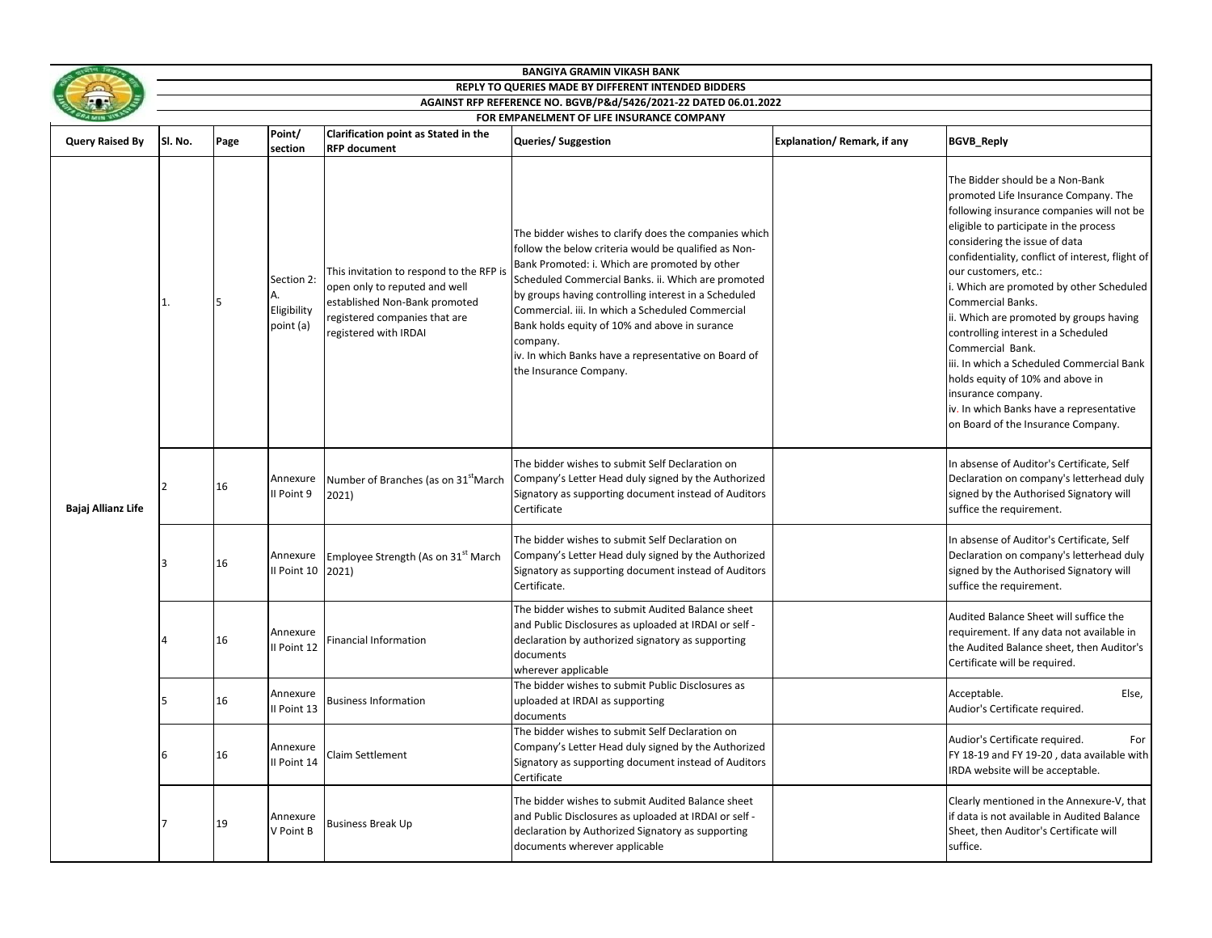# BANGIYA GRAMIN VIKASH BANK

## REPLY TO QUERIES MADE BY DIFFERENT INTENDED BIDDERS

## AGAINST RFP REFERENCE NO. BGVB/P&d/5426/2021-22 DATED 06.01.2022

## FOR EMPANELMENT OF LIFE INSURANCE COMPANY

| Query Raised By | Sl. No. | Page | Point/ section | Clarification point as Stated in the RFP document | Queries/ Suggestion | Explanation/ Remark, if any | BGVB_Reply |
|---|---|---|---|---|---|---|---|
| Bajaj Allianz Life | 1. | 5 | Section 2: A. Eligibility point (a) | This invitation to respond to the RFP is open only to reputed and well established Non-Bank promoted registered companies that are registered with IRDAI | The bidder wishes to clarify does the companies which follow the below criteria would be qualified as Non-Bank Promoted: i. Which are promoted by other Scheduled Commercial Banks. ii. Which are promoted by groups having controlling interest in a Scheduled Commercial. iii. In which a Scheduled Commercial Bank holds equity of 10% and above in surance company.<br>iv. In which Banks have a representative on Board of the Insurance Company. | | The Bidder should be a Non-Bank promoted Life Insurance Company. The following insurance companies will not be eligible to participate in the process considering the issue of data confidentiality, conflict of interest, flight of our customers, etc.:<br>i. Which are promoted by other Scheduled Commercial Banks.<br>ii. Which are promoted by groups having controlling interest in a Scheduled Commercial Bank.<br>iii. In which a Scheduled Commercial Bank holds equity of 10% and above in insurance company.<br>iv. In which Banks have a representative on Board of the Insurance Company. |
| | 2 | 16 | Annexure II Point 9 | Number of Branches (as on 31[st]March 2021) | The bidder wishes to submit Self Declaration on Company's Letter Head duly signed by the Authorized Signatory as supporting document instead of Auditors Certificate | | In absense of Auditor's Certificate, Self Declaration on company's letterhead duly signed by the Authorised Signatory will suffice the requirement. |
| | 3 | 16 | Annexure II Point 10 | Employee Strength (As on 31[st] March 2021) | The bidder wishes to submit Self Declaration on Company's Letter Head duly signed by the Authorized Signatory as supporting document instead of Auditors Certificate. | | In absense of Auditor's Certificate, Self Declaration on company's letterhead duly signed by the Authorised Signatory will suffice the requirement. |
| | 4 | 16 | Annexure II Point 12 | Financial Information | The bidder wishes to submit Audited Balance sheet and Public Disclosures as uploaded at IRDAI or self - declaration by authorized signatory as supporting documents<br>wherever applicable | | Audited Balance Sheet will suffice the requirement. If any data not available in the Audited Balance sheet, then Auditor's Certificate will be required. |
| | 5 | 16 | Annexure II Point 13 | Business Information | The bidder wishes to submit Public Disclosures as uploaded at IRDAI as supporting<br>documents | | Acceptable. Else, Audior's Certificate required. |
| | 6 | 16 | Annexure II Point 14 | Claim Settlement | The bidder wishes to submit Self Declaration on Company's Letter Head duly signed by the Authorized Signatory as supporting document instead of Auditors Certificate | | Audior's Certificate required. For FY 18-19 and FY 19-20 , data available with IRDA website will be acceptable. |
| | 7 | 19 | Annexure V Point B | Business Break Up | The bidder wishes to submit Audited Balance sheet and Public Disclosures as uploaded at IRDAI or self - declaration by Authorized Signatory as supporting documents wherever applicable | | Clearly mentioned in the Annexure-V, that if data is not available in Audited Balance Sheet, then Auditor's Certificate will suffice. |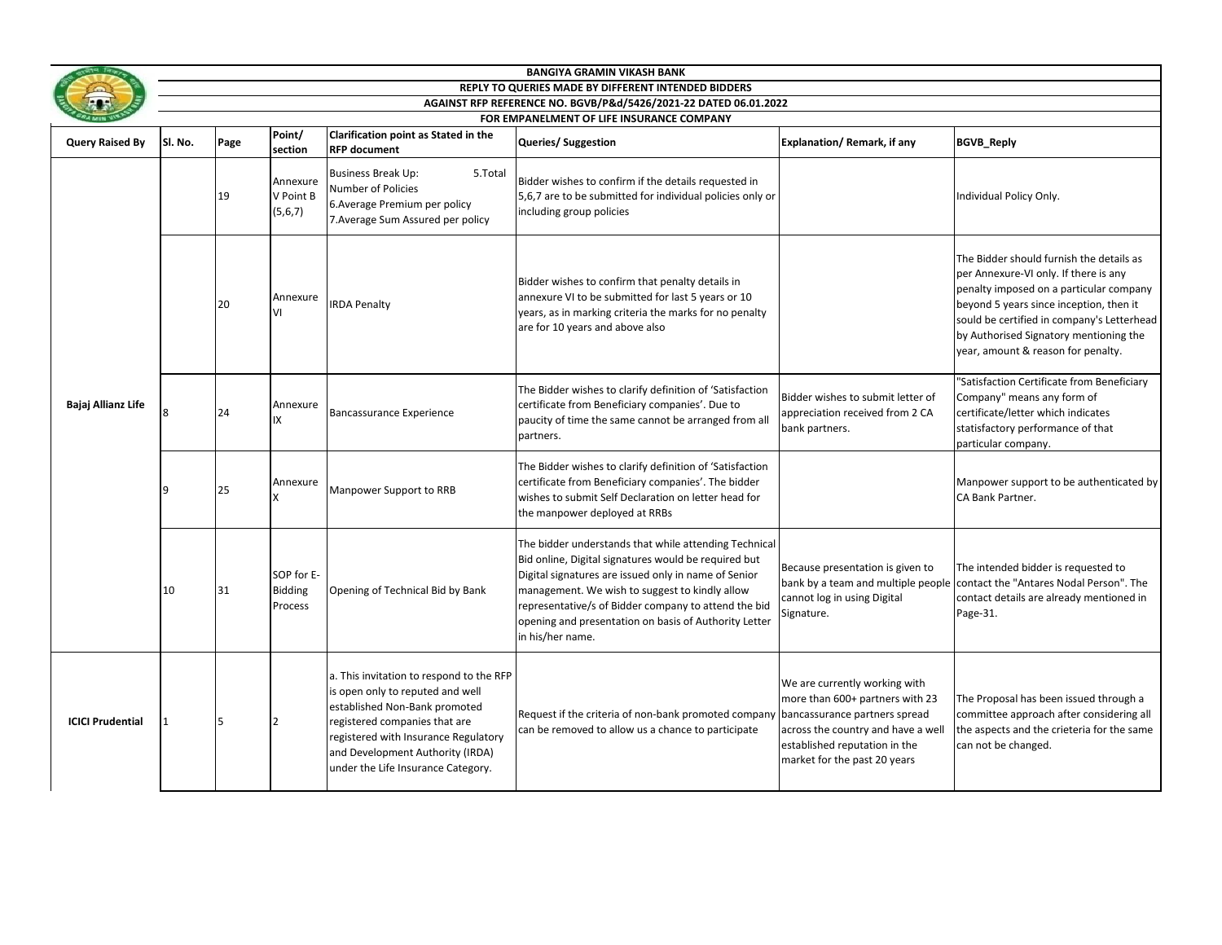**BANGIYA GRAMIN VIKASH BANK**

**REPLY TO QUERIES MADE BY DIFFERENT INTENDED BIDDERS**

**AGAINST RFP REFERENCE NO. BGVB/P&d/5426/2021-22 DATED 06.01.2022**

**FOR EMPANELMENT OF LIFE INSURANCE COMPANY**

| Query Raised By | Sl. No. | Page | Point/ section | Clarification point as Stated in the RFP document | Queries/ Suggestion | Explanation/ Remark, if any | BGVB_Reply |
|---|---|---|---|---|---|---|---|
| Bajaj Allianz Life | | 19 | Annexure V Point B (5,6,7) | Business Break Up: 5.Total Number of Policies 6.Average Premium per policy 7.Average Sum Assured per policy | Bidder wishes to confirm if the details requested in 5,6,7 are to be submitted for individual policies only or including group policies | | Individual Policy Only. |
| | | 20 | Annexure VI | IRDA Penalty | Bidder wishes to confirm that penalty details in annexure VI to be submitted for last 5 years or 10 years, as in marking criteria the marks for no penalty are for 10 years and above also | | The Bidder should furnish the details as per Annexure-VI only. If there is any penalty imposed on a particular company beyond 5 years since inception, then it sould be certified in company's Letterhead by Authorised Signatory mentioning the year, amount & reason for penalty. |
| | 8 | 24 | Annexure IX | Bancassurance Experience | The Bidder wishes to clarify definition of 'Satisfaction certificate from Beneficiary companies'. Due to paucity of time the same cannot be arranged from all partners. | Bidder wishes to submit letter of appreciation received from 2 CA bank partners. | "Satisfaction Certificate from Beneficiary Company" means any form of certificate/letter which indicates statisfactory performance of that particular company. |
| | 9 | 25 | Annexure X | Manpower Support to RRB | The Bidder wishes to clarify definition of 'Satisfaction certificate from Beneficiary companies'. The bidder wishes to submit Self Declaration on letter head for the manpower deployed at RRBs | | Manpower support to be authenticated by CA Bank Partner. |
| | 10 | 31 | SOP for E-Bidding Process | Opening of Technical Bid by Bank | The bidder understands that while attending Technical Bid online, Digital signatures would be required but Digital signatures are issued only in name of Senior management. We wish to suggest to kindly allow representative/s of Bidder company to attend the bid opening and presentation on basis of Authority Letter in his/her name. | Because presentation is given to bank by a team and multiple people cannot log in using Digital Signature. | The intended bidder is requested to contact the "Antares Nodal Person". The contact details are already mentioned in Page-31. |
| ICICI Prudential | 1 | 5 | 2 | a. This invitation to respond to the RFP is open only to reputed and well established Non-Bank promoted registered companies that are registered with Insurance Regulatory and Development Authority (IRDA) under the Life Insurance Category. | Request if the criteria of non-bank promoted company can be removed to allow us a chance to participate | We are currently working with more than 600+ partners with 23 bancassurance partners spread across the country and have a well established reputation in the market for the past 20 years | The Proposal has been issued through a committee approach after considering all the aspects and the crieteria for the same can not be changed. |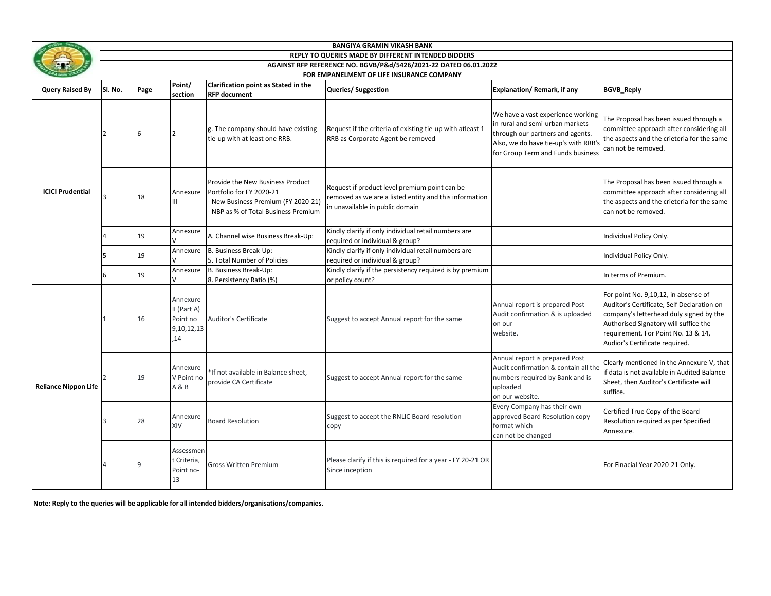**BANGIYA GRAMIN VIKASH BANK**

**REPLY TO QUERIES MADE BY DIFFERENT INTENDED BIDDERS**

**AGAINST RFP REFERENCE NO. BGVB/P&d/5426/2021-22 DATED 06.01.2022**

**FOR EMPANELMENT OF LIFE INSURANCE COMPANY**

| Query Raised By | Sl. No. | Page | Point/ section | Clarification point as Stated in the RFP document | Queries/ Suggestion | Explanation/ Remark, if any | BGVB_Reply |
|---|---|---|---|---|---|---|---|
| ICICI Prudential | 2 | 6 | 2 | g. The company should have existing tie-up with at least one RRB. | Request if the criteria of existing tie-up with atleast 1 RRB as Corporate Agent be removed | We have a vast experience working in rural and semi-urban markets through our partners and agents. Also, we do have tie-up's with RRB's for Group Term and Funds business | The Proposal has been issued through a committee approach after considering all the aspects and the crieteria for the same can not be removed. |
| | 3 | 18 | Annexure III | Provide the New Business Product Portfolio for FY 2020-21 - New Business Premium (FY 2020-21) - NBP as % of Total Business Premium | Request if product level premium point can be removed as we are a listed entity and this information in unavailable in public domain | | The Proposal has been issued through a committee approach after considering all the aspects and the crieteria for the same can not be removed. |
| | 4 | 19 | Annexure V | A. Channel wise Business Break-Up: | Kindly clarify if only individual retail numbers are required or individual & group? | | Individual Policy Only. |
| | 5 | 19 | Annexure V | B. Business Break-Up: 5. Total Number of Policies | Kindly clarify if only individual retail numbers are required or individual & group? | | Individual Policy Only. |
| | 6 | 19 | Annexure V | B. Business Break-Up: 8. Persistency Ratio (%) | Kindly clarify if the persistency required is by premium or policy count? | | In terms of Premium. |
| Reliance Nippon Life | 1 | 16 | Annexure II (Part A) Point no 9,10,12,13,14 | Auditor's Certificate | Suggest to accept Annual report for the same | Annual report is prepared Post Audit confirmation & is uploaded on our website. | For point No. 9,10,12, in absense of Auditor's Certificate, Self Declaration on company's letterhead duly signed by the Authorised Signatory will suffice the requirement. For Point No. 13 & 14, Audior's Certificate required. |
| | 2 | 19 | Annexure V Point no A & B | *If not available in Balance sheet, provide CA Certificate | Suggest to accept Annual report for the same | Annual report is prepared Post Audit confirmation & contain all the numbers required by Bank and is uploaded on our website. | Clearly mentioned in the Annexure-V, that if data is not available in Audited Balance Sheet, then Auditor's Certificate will suffice. |
| | 3 | 28 | Annexure XIV | Board Resolution | Suggest to accept the RNLIC Board resolution copy | Every Company has their own approved Board Resolution copy format which can not be changed | Certified True Copy of the Board Resolution required as per Specified Annexure. |
| | 4 | 9 | Assessment Criteria, Point no-13 | Gross Written Premium | Please clarify if this is required for a year - FY 20-21 OR Since inception | | For Finacial Year 2020-21 Only. |

**Note: Reply to the queries will be applicable for all intended bidders/organisations/companies.**